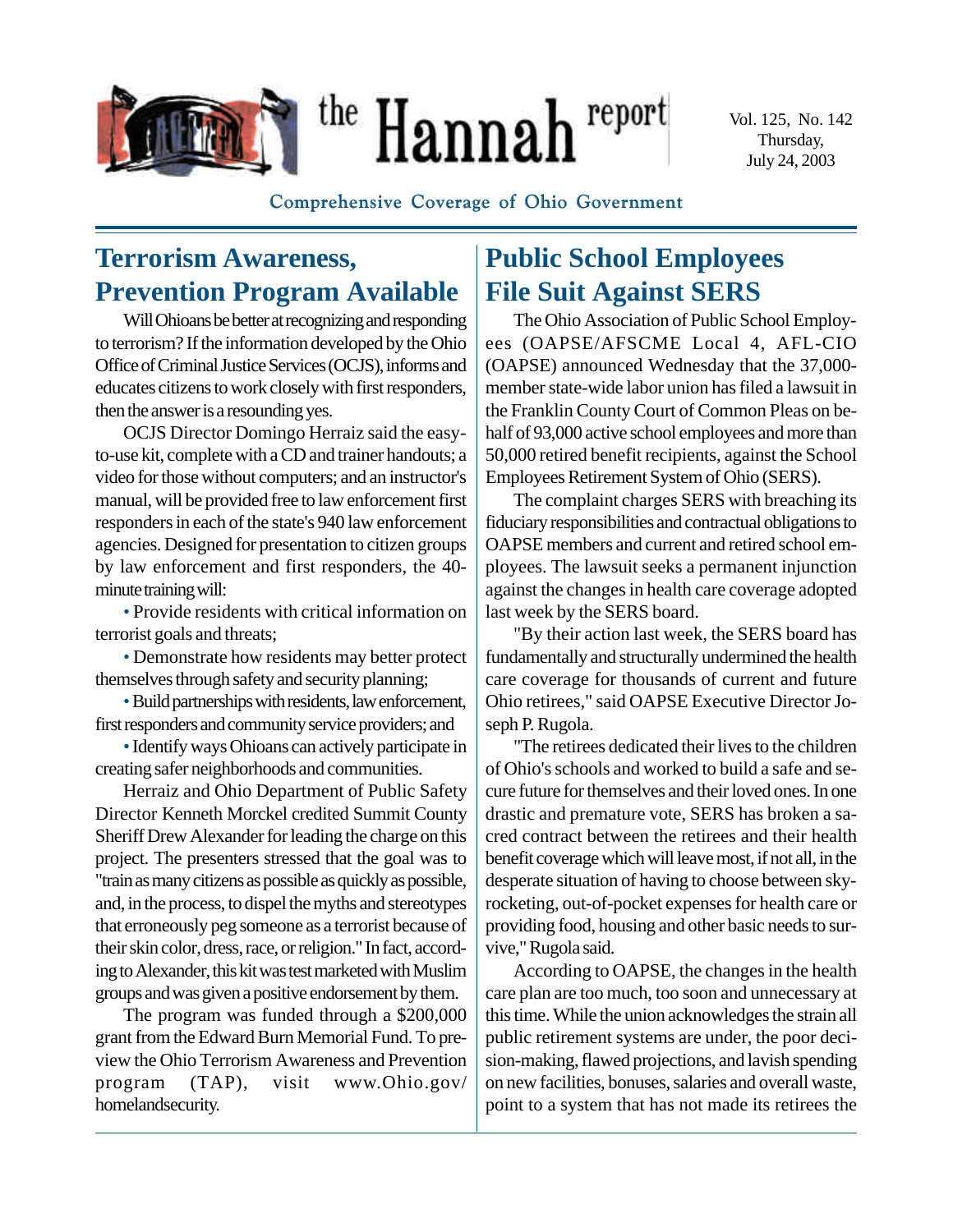# the Hannah report

Vol. 125, No. 142
Thursday,
July 24, 2003

Comprehensive Coverage of Ohio Government

## Terrorism Awareness, Prevention Program Available

Will Ohioans be better at recognizing and responding to terrorism? If the information developed by the Ohio Office of Criminal Justice Services (OCJS), informs and educates citizens to work closely with first responders, then the answer is a resounding yes.

OCJS Director Domingo Herraiz said the easy-to-use kit, complete with a CD and trainer handouts; a video for those without computers; and an instructor's manual, will be provided free to law enforcement first responders in each of the state's 940 law enforcement agencies. Designed for presentation to citizen groups by law enforcement and first responders, the 40-minute training will:

- Provide residents with critical information on terrorist goals and threats;
- Demonstrate how residents may better protect themselves through safety and security planning;
- Build partnerships with residents, law enforcement, first responders and community service providers; and
- Identify ways Ohioans can actively participate in creating safer neighborhoods and communities.

Herraiz and Ohio Department of Public Safety Director Kenneth Morckel credited Summit County Sheriff Drew Alexander for leading the charge on this project. The presenters stressed that the goal was to "train as many citizens as possible as quickly as possible, and, in the process, to dispel the myths and stereotypes that erroneously peg someone as a terrorist because of their skin color, dress, race, or religion." In fact, according to Alexander, this kit was test marketed with Muslim groups and was given a positive endorsement by them.

The program was funded through a $200,000 grant from the Edward Burn Memorial Fund. To preview the Ohio Terrorism Awareness and Prevention program (TAP), visit www.Ohio.gov/homelandsecurity.

## Public School Employees File Suit Against SERS

The Ohio Association of Public School Employees (OAPSE/AFSCME Local 4, AFL-CIO (OAPSE) announced Wednesday that the 37,000-member state-wide labor union has filed a lawsuit in the Franklin County Court of Common Pleas on behalf of 93,000 active school employees and more than 50,000 retired benefit recipients, against the School Employees Retirement System of Ohio (SERS).

The complaint charges SERS with breaching its fiduciary responsibilities and contractual obligations to OAPSE members and current and retired school employees. The lawsuit seeks a permanent injunction against the changes in health care coverage adopted last week by the SERS board.

"By their action last week, the SERS board has fundamentally and structurally undermined the health care coverage for thousands of current and future Ohio retirees," said OAPSE Executive Director Joseph P. Rugola.

"The retirees dedicated their lives to the children of Ohio's schools and worked to build a safe and secure future for themselves and their loved ones. In one drastic and premature vote, SERS has broken a sacred contract between the retirees and their health benefit coverage which will leave most, if not all, in the desperate situation of having to choose between sky-rocketing, out-of-pocket expenses for health care or providing food, housing and other basic needs to survive," Rugola said.

According to OAPSE, the changes in the health care plan are too much, too soon and unnecessary at this time. While the union acknowledges the strain all public retirement systems are under, the poor decision-making, flawed projections, and lavish spending on new facilities, bonuses, salaries and overall waste, point to a system that has not made its retirees the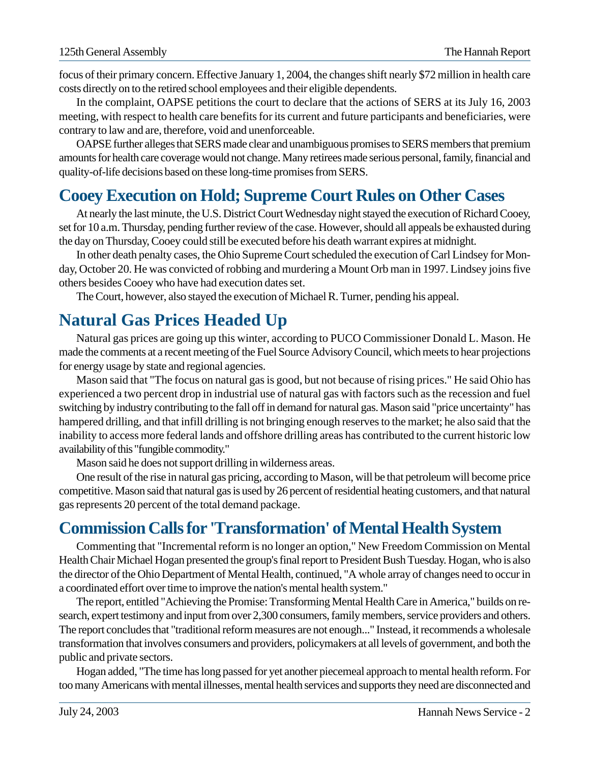focus of their primary concern. Effective January 1, 2004, the changes shift nearly $72 million in health care costs directly on to the retired school employees and their eligible dependents.

In the complaint, OAPSE petitions the court to declare that the actions of SERS at its July 16, 2003 meeting, with respect to health care benefits for its current and future participants and beneficiaries, were contrary to law and are, therefore, void and unenforceable.

OAPSE further alleges that SERS made clear and unambiguous promises to SERS members that premium amounts for health care coverage would not change. Many retirees made serious personal, family, financial and quality-of-life decisions based on these long-time promises from SERS.

## Cooey Execution on Hold; Supreme Court Rules on Other Cases

At nearly the last minute, the U.S. District Court Wednesday night stayed the execution of Richard Cooey, set for 10 a.m. Thursday, pending further review of the case. However, should all appeals be exhausted during the day on Thursday, Cooey could still be executed before his death warrant expires at midnight.

In other death penalty cases, the Ohio Supreme Court scheduled the execution of Carl Lindsey for Monday, October 20. He was convicted of robbing and murdering a Mount Orb man in 1997. Lindsey joins five others besides Cooey who have had execution dates set.

The Court, however, also stayed the execution of Michael R. Turner, pending his appeal.

## Natural Gas Prices Headed Up

Natural gas prices are going up this winter, according to PUCO Commissioner Donald L. Mason. He made the comments at a recent meeting of the Fuel Source Advisory Council, which meets to hear projections for energy usage by state and regional agencies.

Mason said that "The focus on natural gas is good, but not because of rising prices." He said Ohio has experienced a two percent drop in industrial use of natural gas with factors such as the recession and fuel switching by industry contributing to the fall off in demand for natural gas. Mason said "price uncertainty" has hampered drilling, and that infill drilling is not bringing enough reserves to the market; he also said that the inability to access more federal lands and offshore drilling areas has contributed to the current historic low availability of this "fungible commodity."

Mason said he does not support drilling in wilderness areas.

One result of the rise in natural gas pricing, according to Mason, will be that petroleum will become price competitive. Mason said that natural gas is used by 26 percent of residential heating customers, and that natural gas represents 20 percent of the total demand package.

## Commission Calls for 'Transformation' of Mental Health System

Commenting that "Incremental reform is no longer an option," New Freedom Commission on Mental Health Chair Michael Hogan presented the group's final report to President Bush Tuesday. Hogan, who is also the director of the Ohio Department of Mental Health, continued, "A whole array of changes need to occur in a coordinated effort over time to improve the nation's mental health system."

The report, entitled "Achieving the Promise: Transforming Mental Health Care in America," builds on research, expert testimony and input from over 2,300 consumers, family members, service providers and others. The report concludes that "traditional reform measures are not enough..." Instead, it recommends a wholesale transformation that involves consumers and providers, policymakers at all levels of government, and both the public and private sectors.

Hogan added, "The time has long passed for yet another piecemeal approach to mental health reform. For too many Americans with mental illnesses, mental health services and supports they need are disconnected and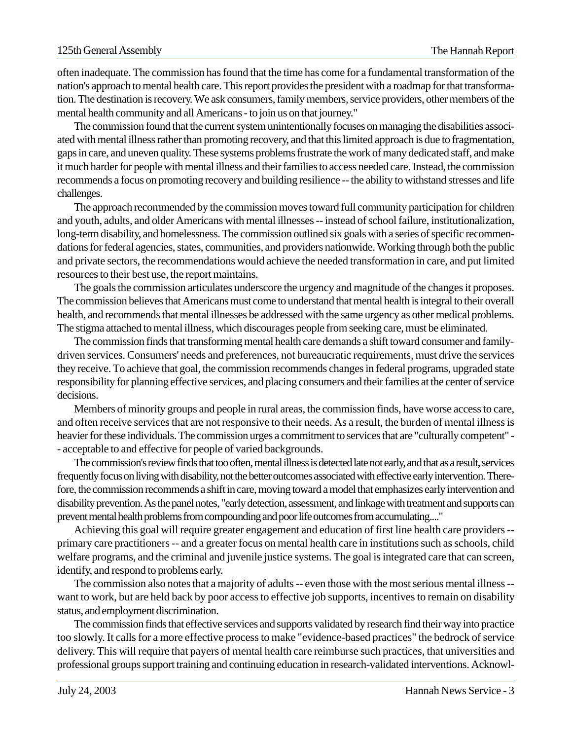often inadequate. The commission has found that the time has come for a fundamental transformation of the nation's approach to mental health care. This report provides the president with a roadmap for that transformation. The destination is recovery. We ask consumers, family members, service providers, other members of the mental health community and all Americans - to join us on that journey."

The commission found that the current system unintentionally focuses on managing the disabilities associated with mental illness rather than promoting recovery, and that this limited approach is due to fragmentation, gaps in care, and uneven quality. These systems problems frustrate the work of many dedicated staff, and make it much harder for people with mental illness and their families to access needed care. Instead, the commission recommends a focus on promoting recovery and building resilience -- the ability to withstand stresses and life challenges.

The approach recommended by the commission moves toward full community participation for children and youth, adults, and older Americans with mental illnesses -- instead of school failure, institutionalization, long-term disability, and homelessness. The commission outlined six goals with a series of specific recommendations for federal agencies, states, communities, and providers nationwide. Working through both the public and private sectors, the recommendations would achieve the needed transformation in care, and put limited resources to their best use, the report maintains.

The goals the commission articulates underscore the urgency and magnitude of the changes it proposes. The commission believes that Americans must come to understand that mental health is integral to their overall health, and recommends that mental illnesses be addressed with the same urgency as other medical problems. The stigma attached to mental illness, which discourages people from seeking care, must be eliminated.

The commission finds that transforming mental health care demands a shift toward consumer and family-driven services. Consumers' needs and preferences, not bureaucratic requirements, must drive the services they receive. To achieve that goal, the commission recommends changes in federal programs, upgraded state responsibility for planning effective services, and placing consumers and their families at the center of service decisions.

Members of minority groups and people in rural areas, the commission finds, have worse access to care, and often receive services that are not responsive to their needs. As a result, the burden of mental illness is heavier for these individuals. The commission urges a commitment to services that are "culturally competent" -- acceptable to and effective for people of varied backgrounds.

The commission's review finds that too often, mental illness is detected late not early, and that as a result, services frequently focus on living with disability, not the better outcomes associated with effective early intervention. Therefore, the commission recommends a shift in care, moving toward a model that emphasizes early intervention and disability prevention. As the panel notes, "early detection, assessment, and linkage with treatment and supports can prevent mental health problems from compounding and poor life outcomes from accumulating...."

Achieving this goal will require greater engagement and education of first line health care providers -- primary care practitioners -- and a greater focus on mental health care in institutions such as schools, child welfare programs, and the criminal and juvenile justice systems. The goal is integrated care that can screen, identify, and respond to problems early.

The commission also notes that a majority of adults -- even those with the most serious mental illness -- want to work, but are held back by poor access to effective job supports, incentives to remain on disability status, and employment discrimination.

The commission finds that effective services and supports validated by research find their way into practice too slowly. It calls for a more effective process to make "evidence-based practices" the bedrock of service delivery. This will require that payers of mental health care reimburse such practices, that universities and professional groups support training and continuing education in research-validated interventions. Acknowl-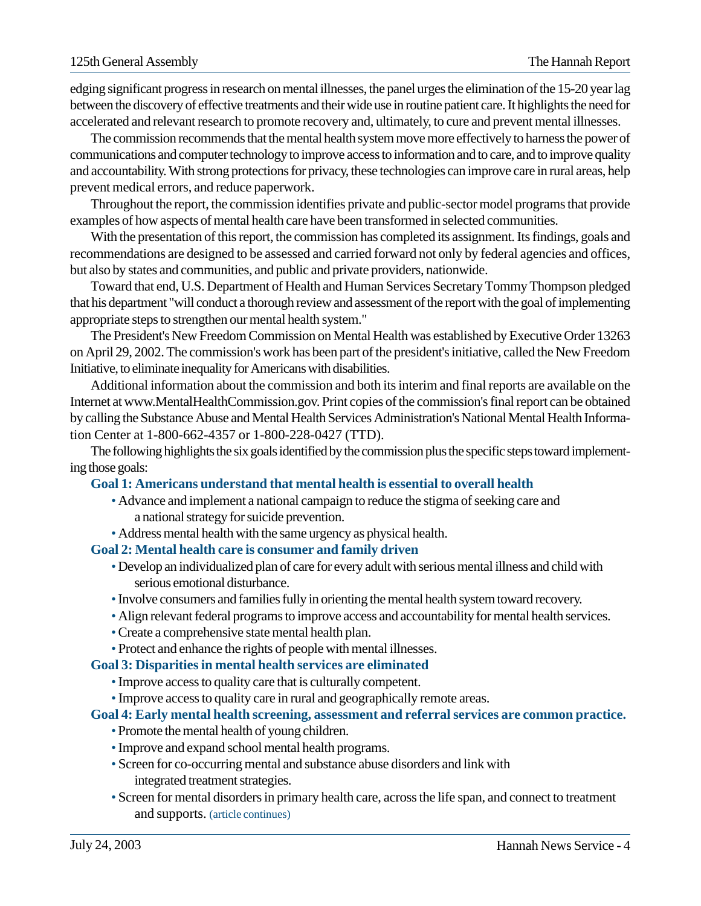edging significant progress in research on mental illnesses, the panel urges the elimination of the 15-20 year lag between the discovery of effective treatments and their wide use in routine patient care. It highlights the need for accelerated and relevant research to promote recovery and, ultimately, to cure and prevent mental illnesses.

The commission recommends that the mental health system move more effectively to harness the power of communications and computer technology to improve access to information and to care, and to improve quality and accountability. With strong protections for privacy, these technologies can improve care in rural areas, help prevent medical errors, and reduce paperwork.

Throughout the report, the commission identifies private and public-sector model programs that provide examples of how aspects of mental health care have been transformed in selected communities.

With the presentation of this report, the commission has completed its assignment. Its findings, goals and recommendations are designed to be assessed and carried forward not only by federal agencies and offices, but also by states and communities, and public and private providers, nationwide.

Toward that end, U.S. Department of Health and Human Services Secretary Tommy Thompson pledged that his department "will conduct a thorough review and assessment of the report with the goal of implementing appropriate steps to strengthen our mental health system."

The President's New Freedom Commission on Mental Health was established by Executive Order 13263 on April 29, 2002. The commission's work has been part of the president's initiative, called the New Freedom Initiative, to eliminate inequality for Americans with disabilities.

Additional information about the commission and both its interim and final reports are available on the Internet at www.MentalHealthCommission.gov. Print copies of the commission's final report can be obtained by calling the Substance Abuse and Mental Health Services Administration's National Mental Health Information Center at 1-800-662-4357 or 1-800-228-0427 (TTD).

The following highlights the six goals identified by the commission plus the specific steps toward implementing those goals:

**Goal 1: Americans understand that mental health is essential to overall health**

- Advance and implement a national campaign to reduce the stigma of seeking care and a national strategy for suicide prevention.
- Address mental health with the same urgency as physical health.

**Goal 2: Mental health care is consumer and family driven**

- Develop an individualized plan of care for every adult with serious mental illness and child with serious emotional disturbance.
- Involve consumers and families fully in orienting the mental health system toward recovery.
- Align relevant federal programs to improve access and accountability for mental health services.
- Create a comprehensive state mental health plan.
- Protect and enhance the rights of people with mental illnesses.

**Goal 3: Disparities in mental health services are eliminated**

- Improve access to quality care that is culturally competent.
- Improve access to quality care in rural and geographically remote areas.

**Goal 4: Early mental health screening, assessment and referral services are common practice.**

- Promote the mental health of young children.
- Improve and expand school mental health programs.
- Screen for co-occurring mental and substance abuse disorders and link with integrated treatment strategies.
- Screen for mental disorders in primary health care, across the life span, and connect to treatment and supports. (article continues)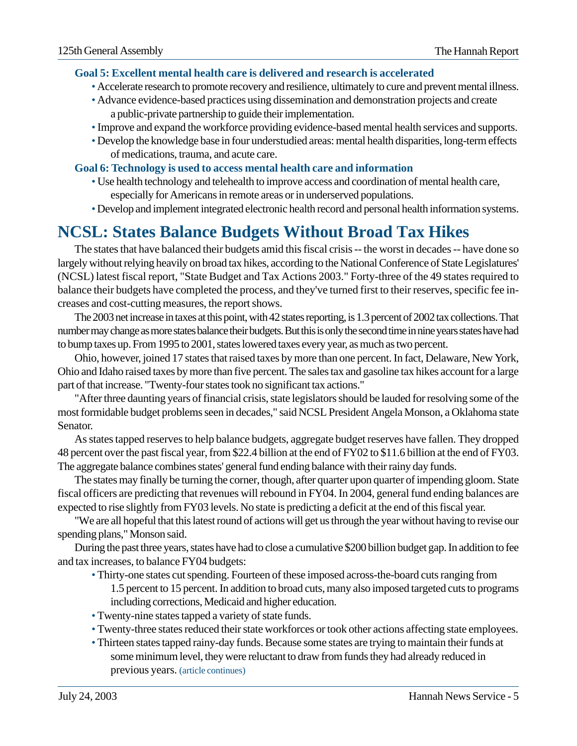**Goal 5: Excellent mental health care is delivered and research is accelerated**

- Accelerate research to promote recovery and resilience, ultimately to cure and prevent mental illness.
- Advance evidence-based practices using dissemination and demonstration projects and create a public-private partnership to guide their implementation.
- Improve and expand the workforce providing evidence-based mental health services and supports.
- Develop the knowledge base in four understudied areas: mental health disparities, long-term effects of medications, trauma, and acute care.

**Goal 6: Technology is used to access mental health care and information**

- Use health technology and telehealth to improve access and coordination of mental health care, especially for Americans in remote areas or in underserved populations.
- Develop and implement integrated electronic health record and personal health information systems.

# NCSL: States Balance Budgets Without Broad Tax Hikes

The states that have balanced their budgets amid this fiscal crisis -- the worst in decades -- have done so largely without relying heavily on broad tax hikes, according to the National Conference of State Legislatures' (NCSL) latest fiscal report, "State Budget and Tax Actions 2003." Forty-three of the 49 states required to balance their budgets have completed the process, and they've turned first to their reserves, specific fee increases and cost-cutting measures, the report shows.

The 2003 net increase in taxes at this point, with 42 states reporting, is 1.3 percent of 2002 tax collections. That number may change as more states balance their budgets. But this is only the second time in nine years states have had to bump taxes up. From 1995 to 2001, states lowered taxes every year, as much as two percent.

Ohio, however, joined 17 states that raised taxes by more than one percent. In fact, Delaware, New York, Ohio and Idaho raised taxes by more than five percent. The sales tax and gasoline tax hikes account for a large part of that increase. "Twenty-four states took no significant tax actions."

"After three daunting years of financial crisis, state legislators should be lauded for resolving some of the most formidable budget problems seen in decades," said NCSL President Angela Monson, a Oklahoma state Senator.

As states tapped reserves to help balance budgets, aggregate budget reserves have fallen. They dropped 48 percent over the past fiscal year, from $22.4 billion at the end of FY02 to $11.6 billion at the end of FY03. The aggregate balance combines states' general fund ending balance with their rainy day funds.

The states may finally be turning the corner, though, after quarter upon quarter of impending gloom. State fiscal officers are predicting that revenues will rebound in FY04. In 2004, general fund ending balances are expected to rise slightly from FY03 levels. No state is predicting a deficit at the end of this fiscal year.

"We are all hopeful that this latest round of actions will get us through the year without having to revise our spending plans," Monson said.

During the past three years, states have had to close a cumulative $200 billion budget gap. In addition to fee and tax increases, to balance FY04 budgets:

- Thirty-one states cut spending. Fourteen of these imposed across-the-board cuts ranging from 1.5 percent to 15 percent. In addition to broad cuts, many also imposed targeted cuts to programs including corrections, Medicaid and higher education.
- Twenty-nine states tapped a variety of state funds.
- Twenty-three states reduced their state workforces or took other actions affecting state employees.
- Thirteen states tapped rainy-day funds. Because some states are trying to maintain their funds at some minimum level, they were reluctant to draw from funds they had already reduced in previous years. (article continues)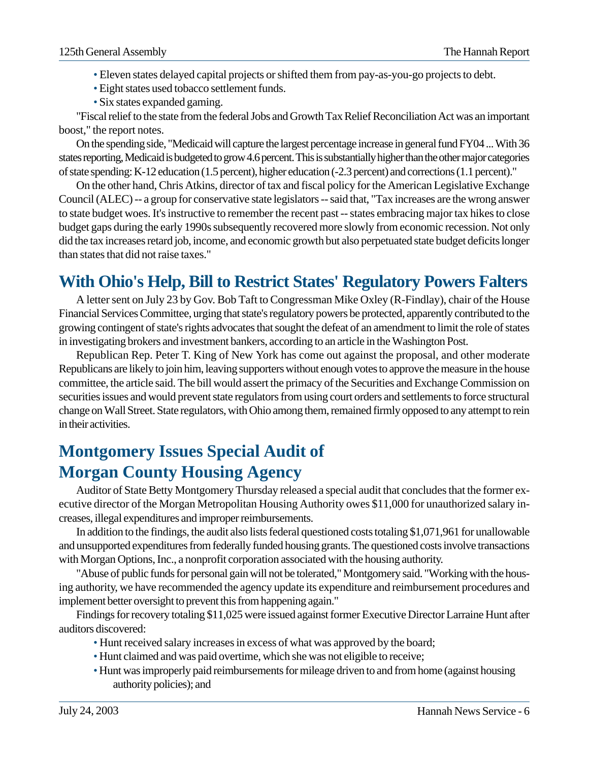- Eleven states delayed capital projects or shifted them from pay-as-you-go projects to debt.
- Eight states used tobacco settlement funds.
- Six states expanded gaming.

"Fiscal relief to the state from the federal Jobs and Growth Tax Relief Reconciliation Act was an important boost," the report notes.

On the spending side, "Medicaid will capture the largest percentage increase in general fund FY04 ... With 36 states reporting, Medicaid is budgeted to grow 4.6 percent. This is substantially higher than the other major categories of state spending: K-12 education (1.5 percent), higher education (-2.3 percent) and corrections (1.1 percent)."

On the other hand, Chris Atkins, director of tax and fiscal policy for the American Legislative Exchange Council (ALEC) -- a group for conservative state legislators -- said that, "Tax increases are the wrong answer to state budget woes. It's instructive to remember the recent past -- states embracing major tax hikes to close budget gaps during the early 1990s subsequently recovered more slowly from economic recession. Not only did the tax increases retard job, income, and economic growth but also perpetuated state budget deficits longer than states that did not raise taxes."

## With Ohio's Help, Bill to Restrict States' Regulatory Powers Falters

A letter sent on July 23 by Gov. Bob Taft to Congressman Mike Oxley (R-Findlay), chair of the House Financial Services Committee, urging that state's regulatory powers be protected, apparently contributed to the growing contingent of state's rights advocates that sought the defeat of an amendment to limit the role of states in investigating brokers and investment bankers, according to an article in the Washington Post.

Republican Rep. Peter T. King of New York has come out against the proposal, and other moderate Republicans are likely to join him, leaving supporters without enough votes to approve the measure in the house committee, the article said. The bill would assert the primacy of the Securities and Exchange Commission on securities issues and would prevent state regulators from using court orders and settlements to force structural change on Wall Street. State regulators, with Ohio among them, remained firmly opposed to any attempt to rein in their activities.

## Montgomery Issues Special Audit of Morgan County Housing Agency

Auditor of State Betty Montgomery Thursday released a special audit that concludes that the former executive director of the Morgan Metropolitan Housing Authority owes $11,000 for unauthorized salary increases, illegal expenditures and improper reimbursements.

In addition to the findings, the audit also lists federal questioned costs totaling $1,071,961 for unallowable and unsupported expenditures from federally funded housing grants. The questioned costs involve transactions with Morgan Options, Inc., a nonprofit corporation associated with the housing authority.

"Abuse of public funds for personal gain will not be tolerated," Montgomery said. "Working with the housing authority, we have recommended the agency update its expenditure and reimbursement procedures and implement better oversight to prevent this from happening again."

Findings for recovery totaling $11,025 were issued against former Executive Director Larraine Hunt after auditors discovered:

- Hunt received salary increases in excess of what was approved by the board;
- Hunt claimed and was paid overtime, which she was not eligible to receive;
- Hunt was improperly paid reimbursements for mileage driven to and from home (against housing authority policies); and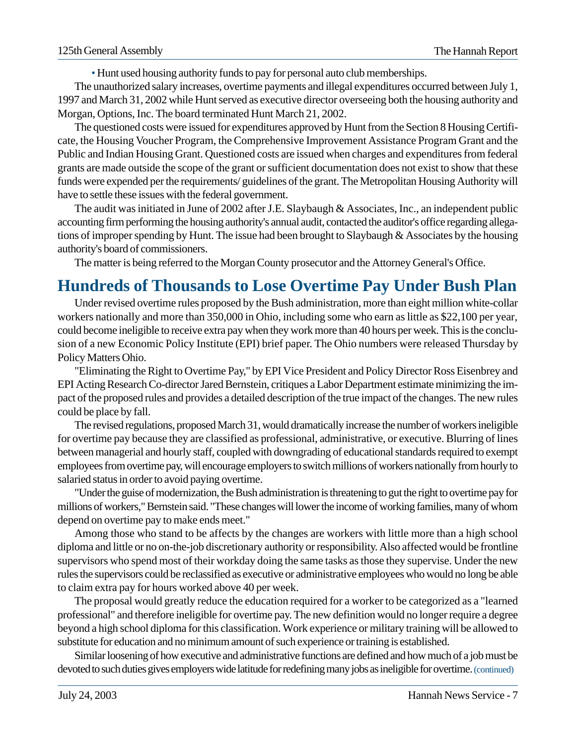• Hunt used housing authority funds to pay for personal auto club memberships.

The unauthorized salary increases, overtime payments and illegal expenditures occurred between July 1, 1997 and March 31, 2002 while Hunt served as executive director overseeing both the housing authority and Morgan, Options, Inc. The board terminated Hunt March 21, 2002.

The questioned costs were issued for expenditures approved by Hunt from the Section 8 Housing Certificate, the Housing Voucher Program, the Comprehensive Improvement Assistance Program Grant and the Public and Indian Housing Grant. Questioned costs are issued when charges and expenditures from federal grants are made outside the scope of the grant or sufficient documentation does not exist to show that these funds were expended per the requirements/ guidelines of the grant. The Metropolitan Housing Authority will have to settle these issues with the federal government.

The audit was initiated in June of 2002 after J.E. Slaybaugh & Associates, Inc., an independent public accounting firm performing the housing authority's annual audit, contacted the auditor's office regarding allegations of improper spending by Hunt. The issue had been brought to Slaybaugh & Associates by the housing authority's board of commissioners.

The matter is being referred to the Morgan County prosecutor and the Attorney General's Office.

## Hundreds of Thousands to Lose Overtime Pay Under Bush Plan

Under revised overtime rules proposed by the Bush administration, more than eight million white-collar workers nationally and more than 350,000 in Ohio, including some who earn as little as $22,100 per year, could become ineligible to receive extra pay when they work more than 40 hours per week. This is the conclusion of a new Economic Policy Institute (EPI) brief paper. The Ohio numbers were released Thursday by Policy Matters Ohio.

"Eliminating the Right to Overtime Pay," by EPI Vice President and Policy Director Ross Eisenbrey and EPI Acting Research Co-director Jared Bernstein, critiques a Labor Department estimate minimizing the impact of the proposed rules and provides a detailed description of the true impact of the changes. The new rules could be place by fall.

The revised regulations, proposed March 31, would dramatically increase the number of workers ineligible for overtime pay because they are classified as professional, administrative, or executive. Blurring of lines between managerial and hourly staff, coupled with downgrading of educational standards required to exempt employees from overtime pay, will encourage employers to switch millions of workers nationally from hourly to salaried status in order to avoid paying overtime.

"Under the guise of modernization, the Bush administration is threatening to gut the right to overtime pay for millions of workers," Bernstein said. "These changes will lower the income of working families, many of whom depend on overtime pay to make ends meet."

Among those who stand to be affects by the changes are workers with little more than a high school diploma and little or no on-the-job discretionary authority or responsibility. Also affected would be frontline supervisors who spend most of their workday doing the same tasks as those they supervise. Under the new rules the supervisors could be reclassified as executive or administrative employees who would no long be able to claim extra pay for hours worked above 40 per week.

The proposal would greatly reduce the education required for a worker to be categorized as a "learned professional" and therefore ineligible for overtime pay. The new definition would no longer require a degree beyond a high school diploma for this classification. Work experience or military training will be allowed to substitute for education and no minimum amount of such experience or training is established.

Similar loosening of how executive and administrative functions are defined and how much of a job must be devoted to such duties gives employers wide latitude for redefining many jobs as ineligible for overtime. (continued)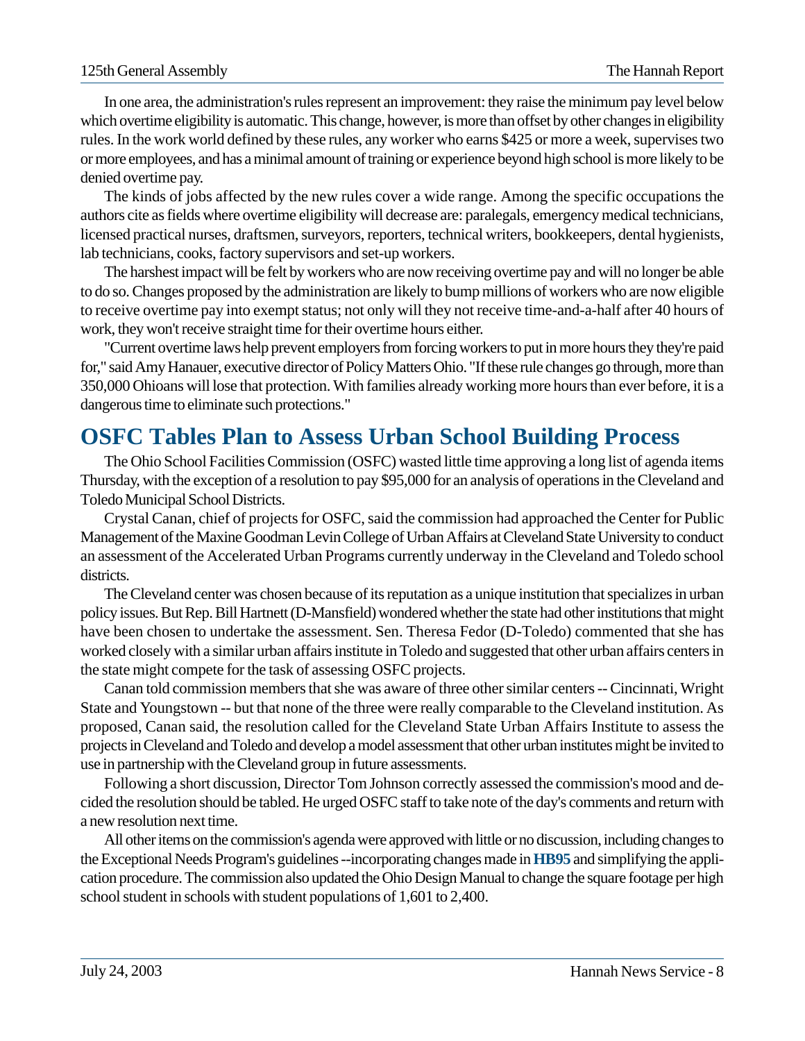In one area, the administration's rules represent an improvement: they raise the minimum pay level below which overtime eligibility is automatic. This change, however, is more than offset by other changes in eligibility rules. In the work world defined by these rules, any worker who earns $425 or more a week, supervises two or more employees, and has a minimal amount of training or experience beyond high school is more likely to be denied overtime pay.

The kinds of jobs affected by the new rules cover a wide range. Among the specific occupations the authors cite as fields where overtime eligibility will decrease are: paralegals, emergency medical technicians, licensed practical nurses, draftsmen, surveyors, reporters, technical writers, bookkeepers, dental hygienists, lab technicians, cooks, factory supervisors and set-up workers.

The harshest impact will be felt by workers who are now receiving overtime pay and will no longer be able to do so. Changes proposed by the administration are likely to bump millions of workers who are now eligible to receive overtime pay into exempt status; not only will they not receive time-and-a-half after 40 hours of work, they won't receive straight time for their overtime hours either.

"Current overtime laws help prevent employers from forcing workers to put in more hours they they're paid for," said Amy Hanauer, executive director of Policy Matters Ohio. "If these rule changes go through, more than 350,000 Ohioans will lose that protection. With families already working more hours than ever before, it is a dangerous time to eliminate such protections."

## OSFC Tables Plan to Assess Urban School Building Process

The Ohio School Facilities Commission (OSFC) wasted little time approving a long list of agenda items Thursday, with the exception of a resolution to pay $95,000 for an analysis of operations in the Cleveland and Toledo Municipal School Districts.

Crystal Canan, chief of projects for OSFC, said the commission had approached the Center for Public Management of the Maxine Goodman Levin College of Urban Affairs at Cleveland State University to conduct an assessment of the Accelerated Urban Programs currently underway in the Cleveland and Toledo school districts.

The Cleveland center was chosen because of its reputation as a unique institution that specializes in urban policy issues. But Rep. Bill Hartnett (D-Mansfield) wondered whether the state had other institutions that might have been chosen to undertake the assessment. Sen. Theresa Fedor (D-Toledo) commented that she has worked closely with a similar urban affairs institute in Toledo and suggested that other urban affairs centers in the state might compete for the task of assessing OSFC projects.

Canan told commission members that she was aware of three other similar centers -- Cincinnati, Wright State and Youngstown -- but that none of the three were really comparable to the Cleveland institution. As proposed, Canan said, the resolution called for the Cleveland State Urban Affairs Institute to assess the projects in Cleveland and Toledo and develop a model assessment that other urban institutes might be invited to use in partnership with the Cleveland group in future assessments.

Following a short discussion, Director Tom Johnson correctly assessed the commission's mood and decided the resolution should be tabled. He urged OSFC staff to take note of the day's comments and return with a new resolution next time.

All other items on the commission's agenda were approved with little or no discussion, including changes to the Exceptional Needs Program's guidelines --incorporating changes made in **HB95** and simplifying the application procedure. The commission also updated the Ohio Design Manual to change the square footage per high school student in schools with student populations of 1,601 to 2,400.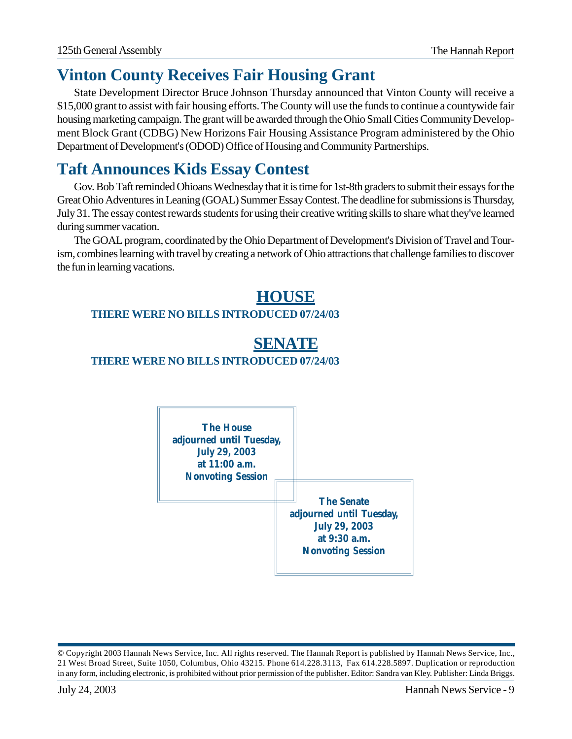## Vinton County Receives Fair Housing Grant

State Development Director Bruce Johnson Thursday announced that Vinton County will receive a $15,000 grant to assist with fair housing efforts. The County will use the funds to continue a countywide fair housing marketing campaign. The grant will be awarded through the Ohio Small Cities Community Development Block Grant (CDBG) New Horizons Fair Housing Assistance Program administered by the Ohio Department of Development's (ODOD) Office of Housing and Community Partnerships.

## Taft Announces Kids Essay Contest

Gov. Bob Taft reminded Ohioans Wednesday that it is time for 1st-8th graders to submit their essays for the Great Ohio Adventures in Leaning (GOAL) Summer Essay Contest. The deadline for submissions is Thursday, July 31. The essay contest rewards students for using their creative writing skills to share what they've learned during summer vacation.

The GOAL program, coordinated by the Ohio Department of Development's Division of Travel and Tourism, combines learning with travel by creating a network of Ohio attractions that challenge families to discover the fun in learning vacations.

## HOUSE

**THERE WERE NO BILLS INTRODUCED 07/24/03**

## SENATE

**THERE WERE NO BILLS INTRODUCED 07/24/03**

**The House adjourned until Tuesday, July 29, 2003 at 11:00 a.m. Nonvoting Session**

**The Senate adjourned until Tuesday, July 29, 2003 at 9:30 a.m. Nonvoting Session**

© Copyright 2003 Hannah News Service, Inc. All rights reserved. The Hannah Report is published by Hannah News Service, Inc., 21 West Broad Street, Suite 1050, Columbus, Ohio 43215. Phone 614.228.3113, Fax 614.228.5897. Duplication or reproduction in any form, including electronic, is prohibited without prior permission of the publisher. Editor: Sandra van Kley. Publisher: Linda Briggs.